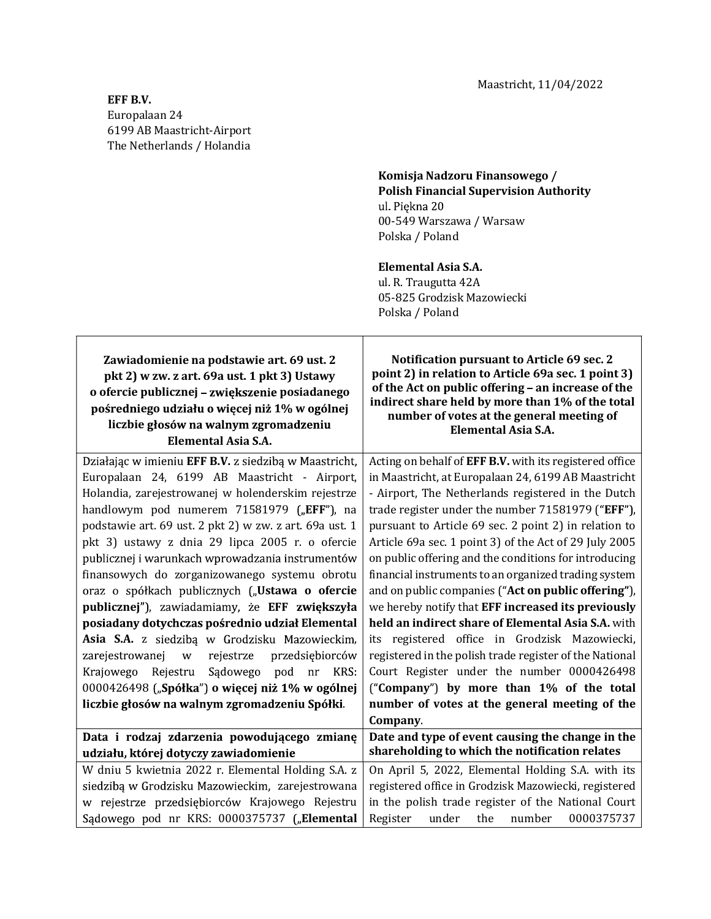Maastricht, 11/04/2022

**EFF B.V.**
Europalaan 24
6199 AB Maastricht-Airport
The Netherlands / Holandia

**Komisja Nadzoru Finansowego /**
**Polish Financial Supervision Authority**
ul. Piękna 20
00-549 Warszawa / Warsaw
Polska / Poland

**Elemental Asia S.A.**
ul. R. Traugutta 42A
05-825 Grodzisk Mazowiecki
Polska / Poland

| **Zawiadomienie na podstawie art. 69 ust. 2 pkt 2) w zw. z art. 69a ust. 1 pkt 3) Ustawy o ofercie publicznej – zwiększenie posiadanego pośredniego udziału o więcej niż 1% w ogólnej liczbie głosów na walnym zgromadzeniu Elemental Asia S.A.** | **Notification pursuant to Article 69 sec. 2 point 2) in relation to Article 69a sec. 1 point 3) of the Act on public offering – an increase of the indirect share held by more than 1% of the total number of votes at the general meeting of Elemental Asia S.A.** |
|---|---|
| Działając w imieniu **EFF B.V.** z siedzibą w Maastricht, Europalaan 24, 6199 AB Maastricht - Airport, Holandia, zarejestrowanej w holenderskim rejestrze handlowym pod numerem 71581979 („**EFF**"), na podstawie art. 69 ust. 2 pkt 2) w zw. z art. 69a ust. 1 pkt 3) ustawy z dnia 29 lipca 2005 r. o ofercie publicznej i warunkach wprowadzania instrumentów finansowych do zorganizowanego systemu obrotu oraz o spółkach publicznych („**Ustawa o ofercie publicznej**"), zawiadamiamy, że **EFF zwiększyła posiadany dotychczas pośrednio udział Elemental Asia S.A.** z siedzibą w Grodzisku Mazowieckim, zarejestrowanej w rejestrze przedsiębiorców Krajowego Rejestru Sądowego pod nr KRS: 0000426498 („**Spółka**") **o więcej niż 1% w ogólnej liczbie głosów na walnym zgromadzeniu Spółki**. | Acting on behalf of **EFF B.V.** with its registered office in Maastricht, at Europalaan 24, 6199 AB Maastricht - Airport, The Netherlands registered in the Dutch trade register under the number 71581979 ("**EFF**"), pursuant to Article 69 sec. 2 point 2) in relation to Article 69a sec. 1 point 3) of the Act of 29 July 2005 on public offering and the conditions for introducing financial instruments to an organized trading system and on public companies ("**Act on public offering**"), we hereby notify that **EFF increased its previously held an indirect share of Elemental Asia S.A.** with its registered office in Grodzisk Mazowiecki, registered in the polish trade register of the National Court Register under the number 0000426498 ("**Company**") **by more than 1% of the total number of votes at the general meeting of the Company**. |
| **Data i rodzaj zdarzenia powodującego zmianę udziału, której dotyczy zawiadomienie** | **Date and type of event causing the change in the shareholding to which the notification relates** |
| W dniu 5 kwietnia 2022 r. Elemental Holding S.A. z siedzibą w Grodzisku Mazowieckim, zarejestrowana w rejestrze przedsiębiorców Krajowego Rejestru Sądowego pod nr KRS: 0000375737 („**Elemental** | On April 5, 2022, Elemental Holding S.A. with its registered office in Grodzisk Mazowiecki, registered in the polish trade register of the National Court Register under the number 0000375737 |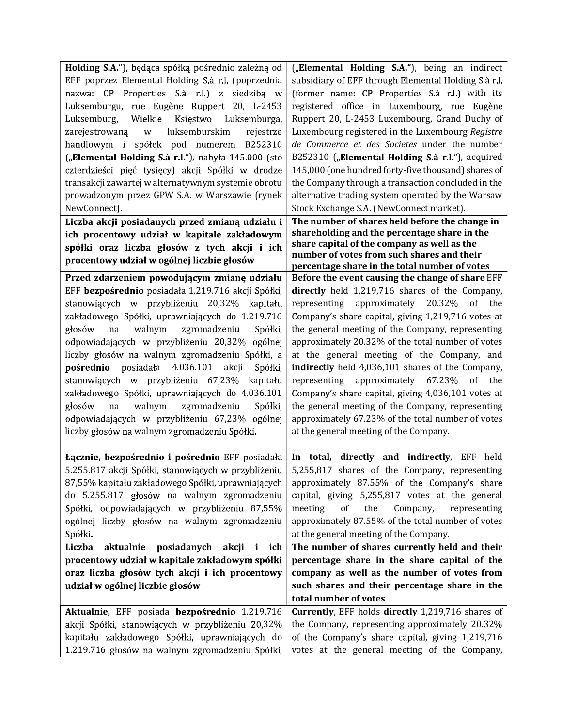| | |
|---|---|
| **Holding S.A.**"), będąca spółką pośrednio zależną od EFF poprzez Elemental Holding S.à r.l. (poprzednia nazwa: CP Properties S.à r.l.) z siedzibą w Luksemburgu, rue Eugène Ruppert 20, L-2453 Luksemburg, Wielkie Księstwo Luksemburga, zarejestrowaną w luksemburskim rejestrze handlowym i spółek pod numerem B252310 („**Elemental Holding S.à r.l.**"), nabyła 145.000 (sto czterdzieści pięć tysięcy) akcji Spółki w drodze transakcji zawartej w alternatywnym systemie obrotu prowadzonym przez GPW S.A. w Warszawie (rynek NewConnect). | („**Elemental Holding S.A.**"), being an indirect subsidiary of EFF through Elemental Holding S.à r.l. (former name: CP Properties S.à r.l.) with its registered office in Luxembourg, rue Eugène Ruppert 20, L-2453 Luxembourg, Grand Duchy of Luxembourg registered in the Luxembourg *Registre de Commerce et des Societes* under the number B252310 („**Elemental Holding S.à r.l.**"), acquired 145,000 (one hundred forty-five thousand) shares of the Company through a transaction concluded in the alternative trading system operated by the Warsaw Stock Exchange S.A. (NewConnect market). |
| **Liczba akcji posiadanych przed zmianą udziału i ich procentowy udział w kapitale zakładowym spółki oraz liczba głosów z tych akcji i ich procentowy udział w ogólnej liczbie głosów** | **The number of shares held before the change in shareholding and the percentage share in the share capital of the company as well as the number of votes from such shares and their percentage share in the total number of votes** |
| **Przed zdarzeniem powodującym zmianę udziału** EFF **bezpośrednio** posiadała 1.219.716 akcji Spółki, stanowiących w przybliżeniu 20,32% kapitału zakładowego Spółki, uprawniających do 1.219.716 głosów na walnym zgromadzeniu Spółki, odpowiadających w przybliżeniu 20,32% ogólnej liczby głosów na walnym zgromadzeniu Spółki, a **pośrednio** posiadała 4.036.101 akcji Spółki, stanowiących w przybliżeniu 67,23% kapitału zakładowego Spółki, uprawniających do 4.036.101 głosów na walnym zgromadzeniu Spółki, odpowiadających w przybliżeniu 67,23% ogólnej liczby głosów na walnym zgromadzeniu Spółki.<br><br>**Łącznie, bezpośrednio i pośrednio** EFF posiadała 5.255.817 akcji Spółki, stanowiących w przybliżeniu 87,55% kapitału zakładowego Spółki, uprawniających do 5.255.817 głosów na walnym zgromadzeniu Spółki, odpowiadających w przybliżeniu 87,55% ogólnej liczby głosów na walnym zgromadzeniu Spółki. | **Before the event causing the change of share** EFF **directly** held 1,219,716 shares of the Company, representing approximately 20.32% of the Company's share capital, giving 1,219,716 votes at the general meeting of the Company, representing approximately 20.32% of the total number of votes at the general meeting of the Company, and **indirectly** held 4,036,101 shares of the Company, representing approximately 67.23% of the Company's share capital, giving 4,036,101 votes at the general meeting of the Company, representing approximately 67.23% of the total number of votes at the general meeting of the Company.<br><br>**In total, directly and indirectly**, EFF held 5,255,817 shares of the Company, representing approximately 87.55% of the Company's share capital, giving 5,255,817 votes at the general meeting of the Company, representing approximately 87.55% of the total number of votes at the general meeting of the Company. |
| **Liczba aktualnie posiadanych akcji i ich procentowy udział w kapitale zakładowym spółki oraz liczba głosów tych akcji i ich procentowy udział w ogólnej liczbie głosów** | **The number of shares currently held and their percentage share in the share capital of the company as well as the number of votes from such shares and their percentage share in the total number of votes** |
| **Aktualnie,** EFF posiada **bezpośrednio** 1.219.716 akcji Spółki, stanowiących w przybliżeniu 20,32% kapitału zakładowego Spółki, uprawniających do 1.219.716 głosów na walnym zgromadzeniu Spółki, | **Currently**, EFF holds **directly** 1,219,716 shares of the Company, representing approximately 20.32% of the Company's share capital, giving 1,219,716 votes at the general meeting of the Company, |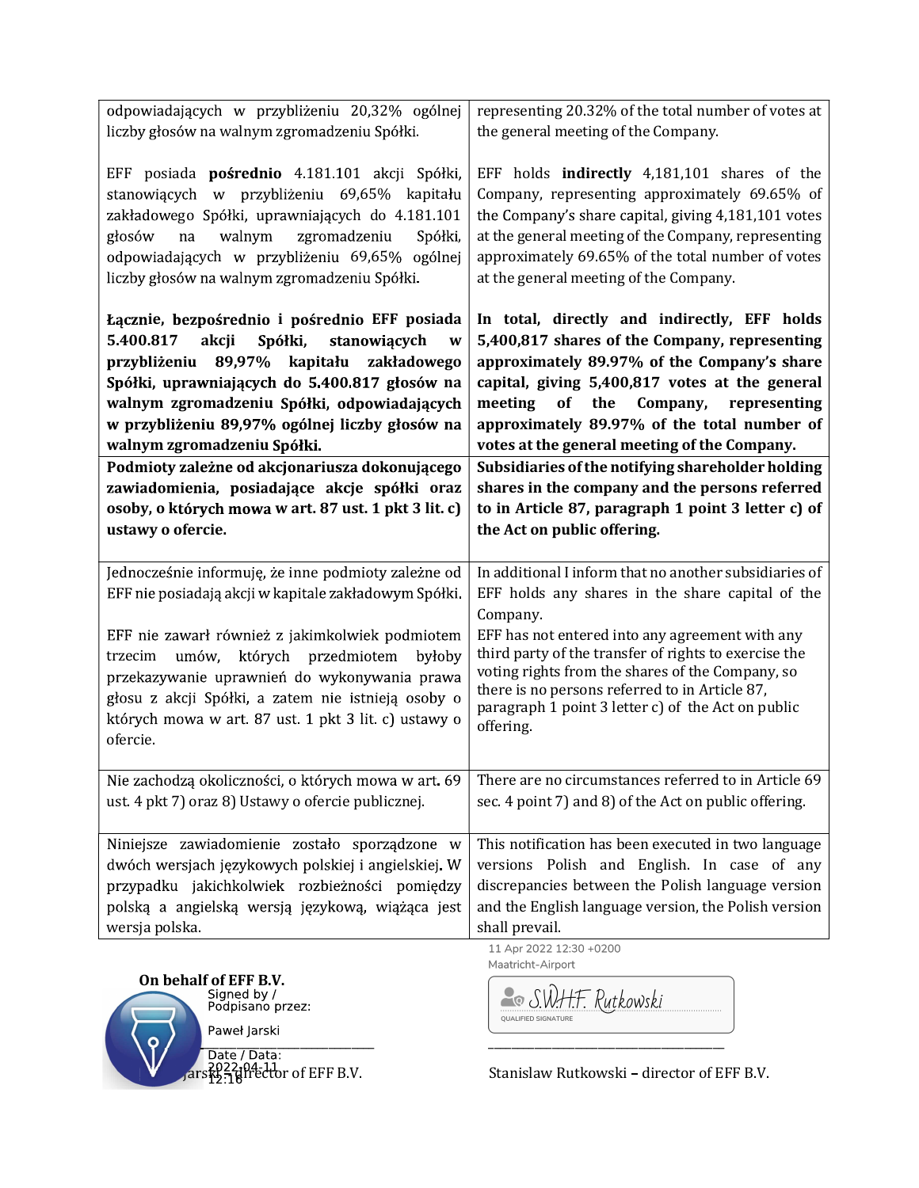| | |
|---|---|
| odpowiadających w przybliżeniu 20,32% ogólnej liczby głosów na walnym zgromadzeniu Spółki.<br><br>EFF posiada **pośrednio** 4.181.101 akcji Spółki, stanowiących w przybliżeniu 69,65% kapitału zakładowego Spółki, uprawniających do 4.181.101 głosów na walnym zgromadzeniu Spółki, odpowiadających w przybliżeniu 69,65% ogólnej liczby głosów na walnym zgromadzeniu Spółki.<br><br>**Łącznie, bezpośrednio i pośrednio EFF posiada 5.400.817 akcji Spółki, stanowiących w przybliżeniu 89,97% kapitału zakładowego Spółki, uprawniających do 5.400.817 głosów na walnym zgromadzeniu Spółki, odpowiadających w przybliżeniu 89,97% ogólnej liczby głosów na walnym zgromadzeniu Spółki.** | representing 20.32% of the total number of votes at the general meeting of the Company.<br><br>EFF holds **indirectly** 4,181,101 shares of the Company, representing approximately 69.65% of the Company's share capital, giving 4,181,101 votes at the general meeting of the Company, representing approximately 69.65% of the total number of votes at the general meeting of the Company.<br><br>**In total, directly and indirectly, EFF holds 5,400,817 shares of the Company, representing approximately 89.97% of the Company's share capital, giving 5,400,817 votes at the general meeting of the Company, representing approximately 89.97% of the total number of votes at the general meeting of the Company.** |
| **Podmioty zależne od akcjonariusza dokonującego zawiadomienia, posiadające akcje spółki oraz osoby, o których mowa w art. 87 ust. 1 pkt 3 lit. c) ustawy o ofercie.** | **Subsidiaries of the notifying shareholder holding shares in the company and the persons referred to in Article 87, paragraph 1 point 3 letter c) of the Act on public offering.** |
| Jednocześnie informuję, że inne podmioty zależne od EFF nie posiadają akcji w kapitale zakładowym Spółki.<br><br>EFF nie zawarł również z jakimkolwiek podmiotem trzecim umów, których przedmiotem byłoby przekazywanie uprawnień do wykonywania prawa głosu z akcji Spółki, a zatem nie istnieją osoby o których mowa w art. 87 ust. 1 pkt 3 lit. c) ustawy o ofercie. | In additional I inform that no another subsidiaries of EFF holds any shares in the share capital of the Company.<br>EFF has not entered into any agreement with any third party of the transfer of rights to exercise the voting rights from the shares of the Company, so there is no persons referred to in Article 87, paragraph 1 point 3 letter c) of the Act on public offering. |
| Nie zachodzą okoliczności, o których mowa w art. 69 ust. 4 pkt 7) oraz 8) Ustawy o ofercie publicznej. | There are no circumstances referred to in Article 69 sec. 4 point 7) and 8) of the Act on public offering. |
| Niniejsze zawiadomienie zostało sporządzone w dwóch wersjach językowych polskiej i angielskiej. W przypadku jakichkolwiek rozbieżności pomiędzy polską a angielską wersją językową, wiążąca jest wersja polska. | This notification has been executed in two language versions Polish and English. In case of any discrepancies between the Polish language version and the English language version, the Polish version shall prevail. |

**On behalf of EFF B.V.**

Signed by / Podpisano przez:
Paweł Jarski
Date / Data: 2022-04-11 12:16

Paweł Jarski – director of EFF B.V.

11 Apr 2022 12:30 +0200
Maatricht-Airport
S.W.H.F. Rutkowski
QUALIFIED SIGNATURE

Stanislaw Rutkowski – director of EFF B.V.